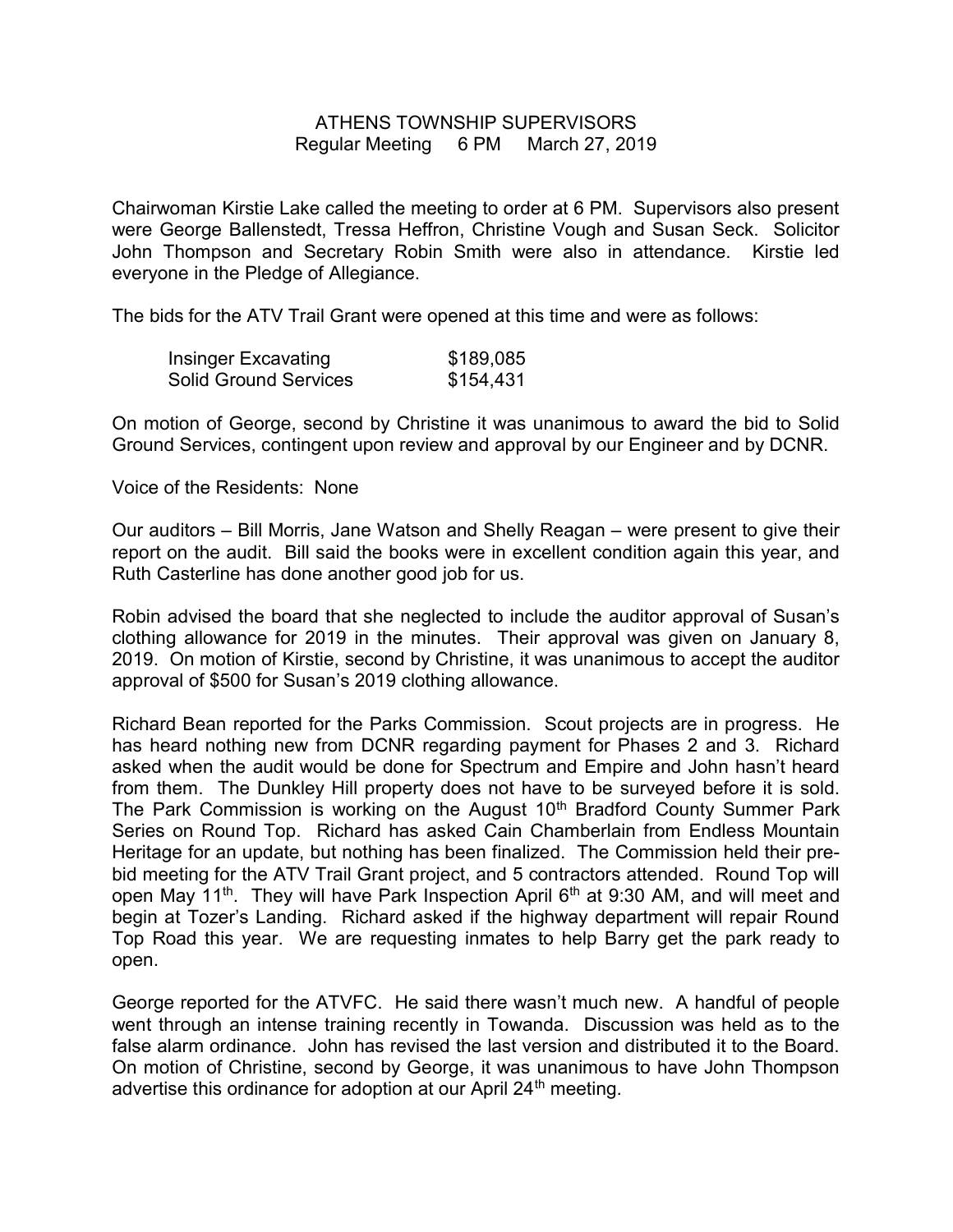# ATHENS TOWNSHIP SUPERVISORS
## Regular Meeting 6 PM March 27, 2019

Chairwoman Kirstie Lake called the meeting to order at 6 PM. Supervisors also present were George Ballenstedt, Tressa Heffron, Christine Vough and Susan Seck. Solicitor John Thompson and Secretary Robin Smith were also in attendance. Kirstie led everyone in the Pledge of Allegiance.

The bids for the ATV Trail Grant were opened at this time and were as follows:

| | |
|---|---|
| Insinger Excavating | $189,085 |
| Solid Ground Services | $154,431 |

On motion of George, second by Christine it was unanimous to award the bid to Solid Ground Services, contingent upon review and approval by our Engineer and by DCNR.

Voice of the Residents: None

Our auditors – Bill Morris, Jane Watson and Shelly Reagan – were present to give their report on the audit. Bill said the books were in excellent condition again this year, and Ruth Casterline has done another good job for us.

Robin advised the board that she neglected to include the auditor approval of Susan's clothing allowance for 2019 in the minutes. Their approval was given on January 8, 2019. On motion of Kirstie, second by Christine, it was unanimous to accept the auditor approval of $500 for Susan's 2019 clothing allowance.

Richard Bean reported for the Parks Commission. Scout projects are in progress. He has heard nothing new from DCNR regarding payment for Phases 2 and 3. Richard asked when the audit would be done for Spectrum and Empire and John hasn't heard from them. The Dunkley Hill property does not have to be surveyed before it is sold. The Park Commission is working on the August 10th Bradford County Summer Park Series on Round Top. Richard has asked Cain Chamberlain from Endless Mountain Heritage for an update, but nothing has been finalized. The Commission held their pre-bid meeting for the ATV Trail Grant project, and 5 contractors attended. Round Top will open May 11th. They will have Park Inspection April 6th at 9:30 AM, and will meet and begin at Tozer's Landing. Richard asked if the highway department will repair Round Top Road this year. We are requesting inmates to help Barry get the park ready to open.

George reported for the ATVFC. He said there wasn't much new. A handful of people went through an intense training recently in Towanda. Discussion was held as to the false alarm ordinance. John has revised the last version and distributed it to the Board. On motion of Christine, second by George, it was unanimous to have John Thompson advertise this ordinance for adoption at our April 24th meeting.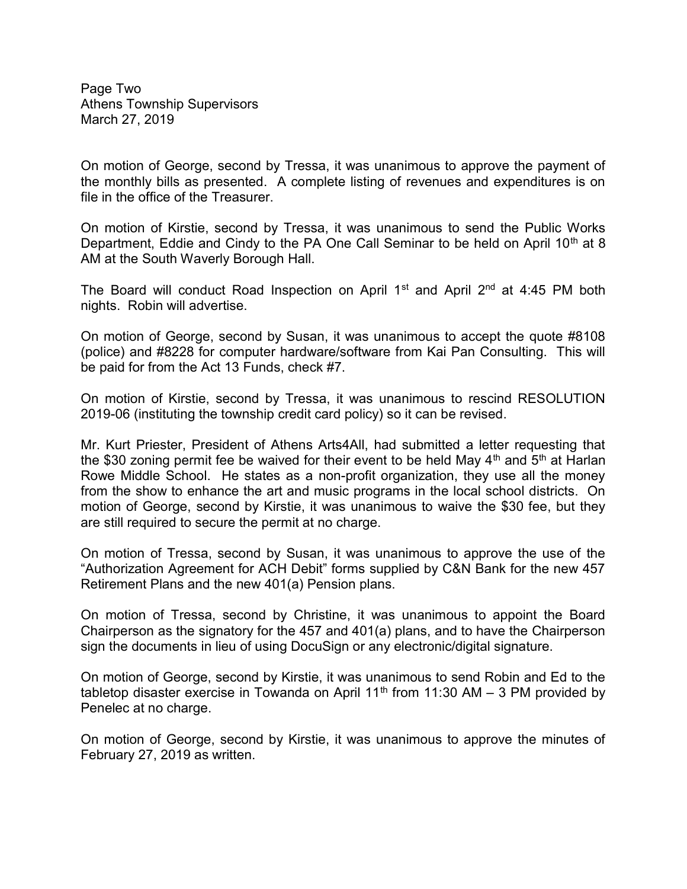On motion of George, second by Tressa, it was unanimous to approve the payment of the monthly bills as presented. A complete listing of revenues and expenditures is on file in the office of the Treasurer.

On motion of Kirstie, second by Tressa, it was unanimous to send the Public Works Department, Eddie and Cindy to the PA One Call Seminar to be held on April 10th at 8 AM at the South Waverly Borough Hall.

The Board will conduct Road Inspection on April 1st and April 2nd at 4:45 PM both nights. Robin will advertise.

On motion of George, second by Susan, it was unanimous to accept the quote #8108 (police) and #8228 for computer hardware/software from Kai Pan Consulting. This will be paid for from the Act 13 Funds, check #7.

On motion of Kirstie, second by Tressa, it was unanimous to rescind RESOLUTION 2019-06 (instituting the township credit card policy) so it can be revised.

Mr. Kurt Priester, President of Athens Arts4All, had submitted a letter requesting that the $30 zoning permit fee be waived for their event to be held May 4th and 5th at Harlan Rowe Middle School. He states as a non-profit organization, they use all the money from the show to enhance the art and music programs in the local school districts. On motion of George, second by Kirstie, it was unanimous to waive the $30 fee, but they are still required to secure the permit at no charge.

On motion of Tressa, second by Susan, it was unanimous to approve the use of the "Authorization Agreement for ACH Debit" forms supplied by C&N Bank for the new 457 Retirement Plans and the new 401(a) Pension plans.

On motion of Tressa, second by Christine, it was unanimous to appoint the Board Chairperson as the signatory for the 457 and 401(a) plans, and to have the Chairperson sign the documents in lieu of using DocuSign or any electronic/digital signature.

On motion of George, second by Kirstie, it was unanimous to send Robin and Ed to the tabletop disaster exercise in Towanda on April 11th from 11:30 AM – 3 PM provided by Penelec at no charge.

On motion of George, second by Kirstie, it was unanimous to approve the minutes of February 27, 2019 as written.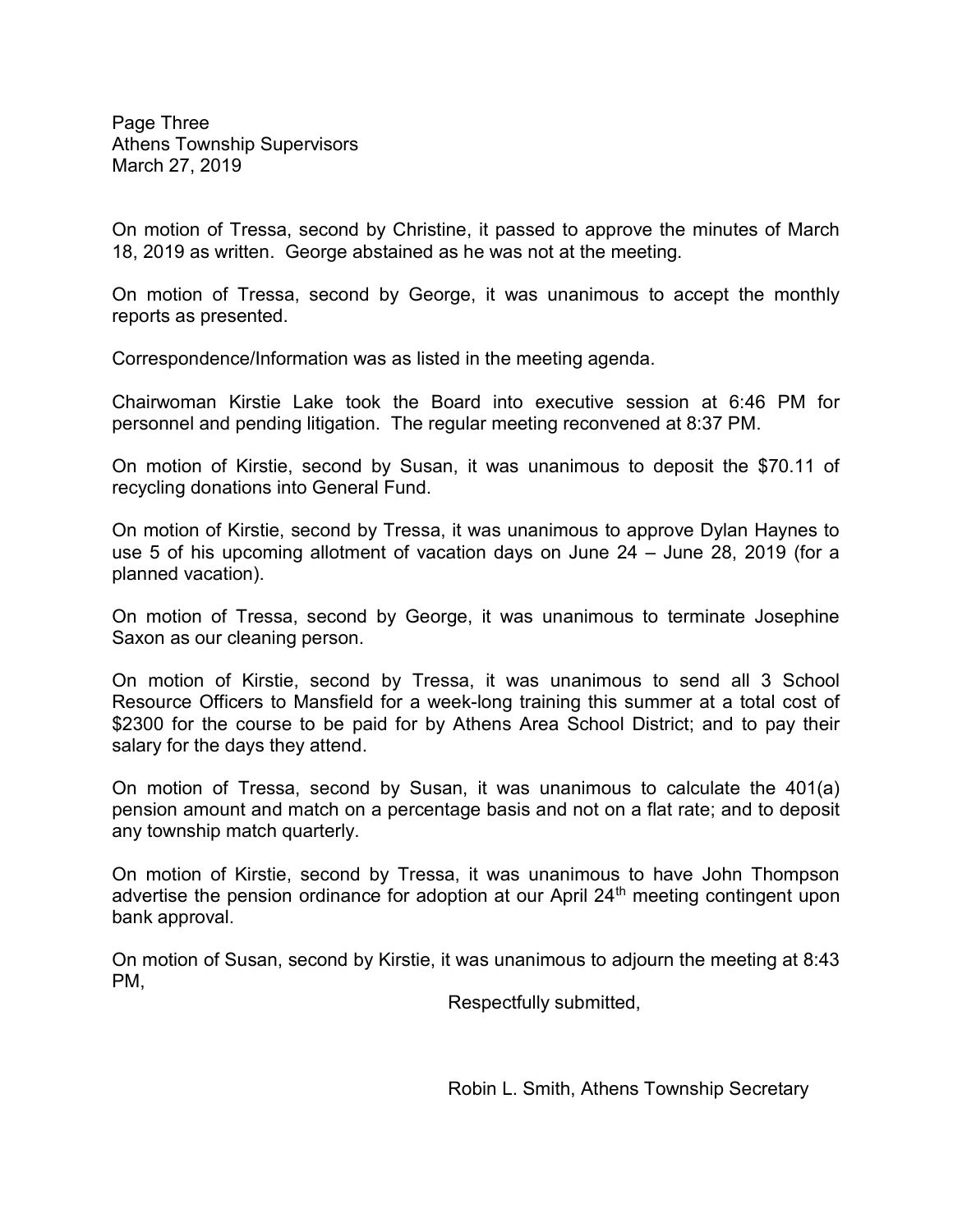On motion of Tressa, second by Christine, it passed to approve the minutes of March 18, 2019 as written. George abstained as he was not at the meeting.

On motion of Tressa, second by George, it was unanimous to accept the monthly reports as presented.

Correspondence/Information was as listed in the meeting agenda.

Chairwoman Kirstie Lake took the Board into executive session at 6:46 PM for personnel and pending litigation. The regular meeting reconvened at 8:37 PM.

On motion of Kirstie, second by Susan, it was unanimous to deposit the $70.11 of recycling donations into General Fund.

On motion of Kirstie, second by Tressa, it was unanimous to approve Dylan Haynes to use 5 of his upcoming allotment of vacation days on June 24 – June 28, 2019 (for a planned vacation).

On motion of Tressa, second by George, it was unanimous to terminate Josephine Saxon as our cleaning person.

On motion of Kirstie, second by Tressa, it was unanimous to send all 3 School Resource Officers to Mansfield for a week-long training this summer at a total cost of $2300 for the course to be paid for by Athens Area School District; and to pay their salary for the days they attend.

On motion of Tressa, second by Susan, it was unanimous to calculate the 401(a) pension amount and match on a percentage basis and not on a flat rate; and to deposit any township match quarterly.

On motion of Kirstie, second by Tressa, it was unanimous to have John Thompson advertise the pension ordinance for adoption at our April 24th meeting contingent upon bank approval.

On motion of Susan, second by Kirstie, it was unanimous to adjourn the meeting at 8:43 PM,

Respectfully submitted,

Robin L. Smith, Athens Township Secretary